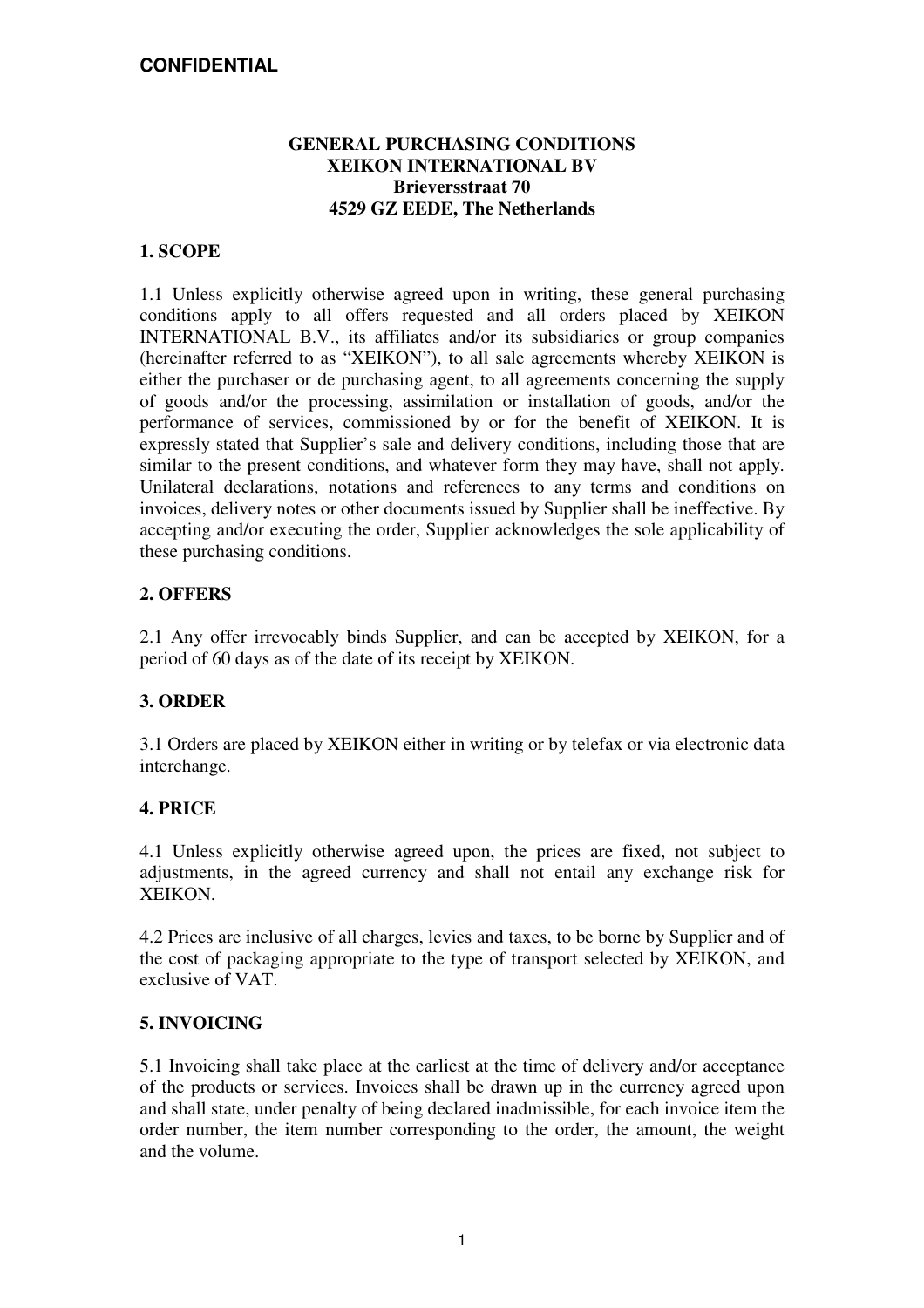**CONFIDENTIAL**

# GENERAL PURCHASING CONDITIONS
# XEIKON INTERNATIONAL BV
**Brieversstraat 70**
**4529 GZ EEDE, The Netherlands**

## 1. SCOPE

1.1 Unless explicitly otherwise agreed upon in writing, these general purchasing conditions apply to all offers requested and all orders placed by XEIKON INTERNATIONAL B.V., its affiliates and/or its subsidiaries or group companies (hereinafter referred to as "XEIKON"), to all sale agreements whereby XEIKON is either the purchaser or de purchasing agent, to all agreements concerning the supply of goods and/or the processing, assimilation or installation of goods, and/or the performance of services, commissioned by or for the benefit of XEIKON. It is expressly stated that Supplier's sale and delivery conditions, including those that are similar to the present conditions, and whatever form they may have, shall not apply. Unilateral declarations, notations and references to any terms and conditions on invoices, delivery notes or other documents issued by Supplier shall be ineffective. By accepting and/or executing the order, Supplier acknowledges the sole applicability of these purchasing conditions.

## 2. OFFERS

2.1 Any offer irrevocably binds Supplier, and can be accepted by XEIKON, for a period of 60 days as of the date of its receipt by XEIKON.

## 3. ORDER

3.1 Orders are placed by XEIKON either in writing or by telefax or via electronic data interchange.

## 4. PRICE

4.1 Unless explicitly otherwise agreed upon, the prices are fixed, not subject to adjustments, in the agreed currency and shall not entail any exchange risk for XEIKON.

4.2 Prices are inclusive of all charges, levies and taxes, to be borne by Supplier and of the cost of packaging appropriate to the type of transport selected by XEIKON, and exclusive of VAT.

## 5. INVOICING

5.1 Invoicing shall take place at the earliest at the time of delivery and/or acceptance of the products or services. Invoices shall be drawn up in the currency agreed upon and shall state, under penalty of being declared inadmissible, for each invoice item the order number, the item number corresponding to the order, the amount, the weight and the volume.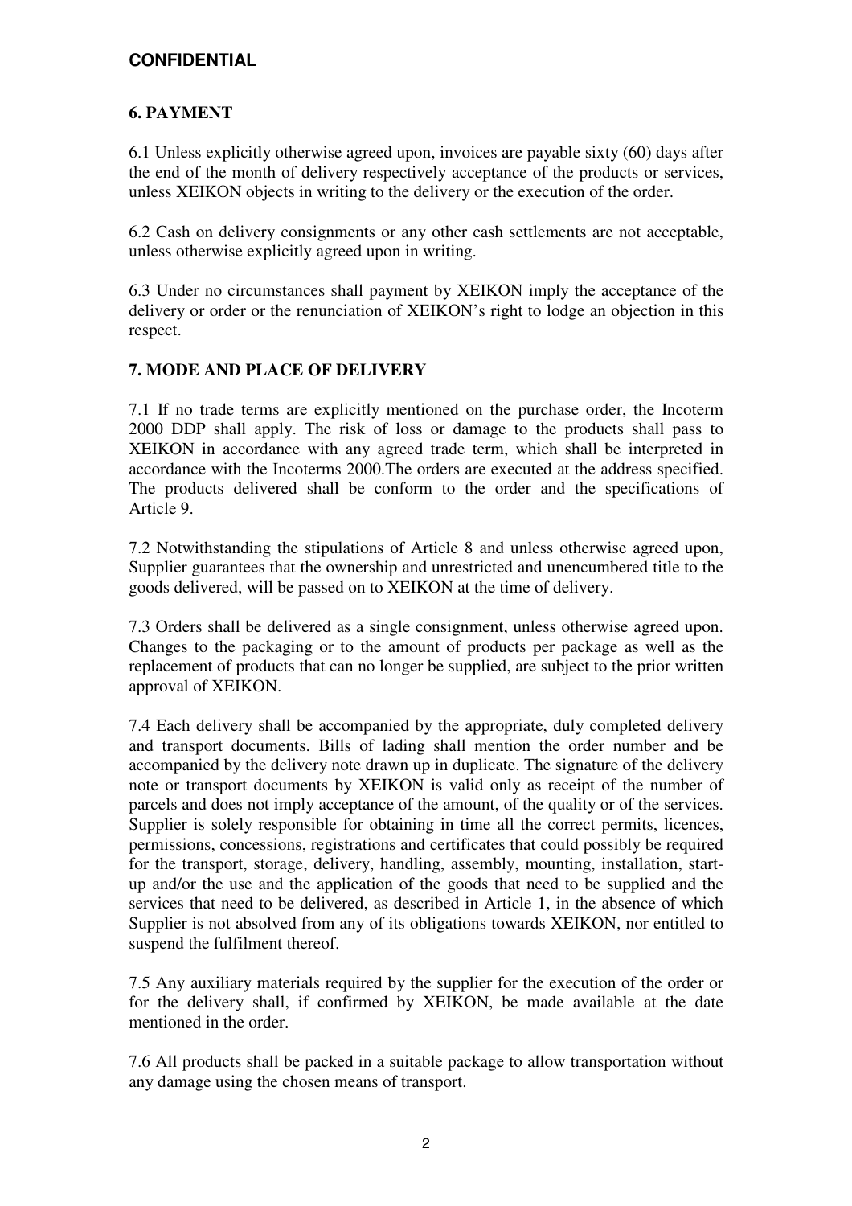**CONFIDENTIAL**

## 6. PAYMENT

6.1 Unless explicitly otherwise agreed upon, invoices are payable sixty (60) days after the end of the month of delivery respectively acceptance of the products or services, unless XEIKON objects in writing to the delivery or the execution of the order.

6.2 Cash on delivery consignments or any other cash settlements are not acceptable, unless otherwise explicitly agreed upon in writing.

6.3 Under no circumstances shall payment by XEIKON imply the acceptance of the delivery or order or the renunciation of XEIKON's right to lodge an objection in this respect.

## 7. MODE AND PLACE OF DELIVERY

7.1 If no trade terms are explicitly mentioned on the purchase order, the Incoterm 2000 DDP shall apply. The risk of loss or damage to the products shall pass to XEIKON in accordance with any agreed trade term, which shall be interpreted in accordance with the Incoterms 2000.The orders are executed at the address specified. The products delivered shall be conform to the order and the specifications of Article 9.

7.2 Notwithstanding the stipulations of Article 8 and unless otherwise agreed upon, Supplier guarantees that the ownership and unrestricted and unencumbered title to the goods delivered, will be passed on to XEIKON at the time of delivery.

7.3 Orders shall be delivered as a single consignment, unless otherwise agreed upon. Changes to the packaging or to the amount of products per package as well as the replacement of products that can no longer be supplied, are subject to the prior written approval of XEIKON.

7.4 Each delivery shall be accompanied by the appropriate, duly completed delivery and transport documents. Bills of lading shall mention the order number and be accompanied by the delivery note drawn up in duplicate. The signature of the delivery note or transport documents by XEIKON is valid only as receipt of the number of parcels and does not imply acceptance of the amount, of the quality or of the services. Supplier is solely responsible for obtaining in time all the correct permits, licences, permissions, concessions, registrations and certificates that could possibly be required for the transport, storage, delivery, handling, assembly, mounting, installation, start-up and/or the use and the application of the goods that need to be supplied and the services that need to be delivered, as described in Article 1, in the absence of which Supplier is not absolved from any of its obligations towards XEIKON, nor entitled to suspend the fulfilment thereof.

7.5 Any auxiliary materials required by the supplier for the execution of the order or for the delivery shall, if confirmed by XEIKON, be made available at the date mentioned in the order.

7.6 All products shall be packed in a suitable package to allow transportation without any damage using the chosen means of transport.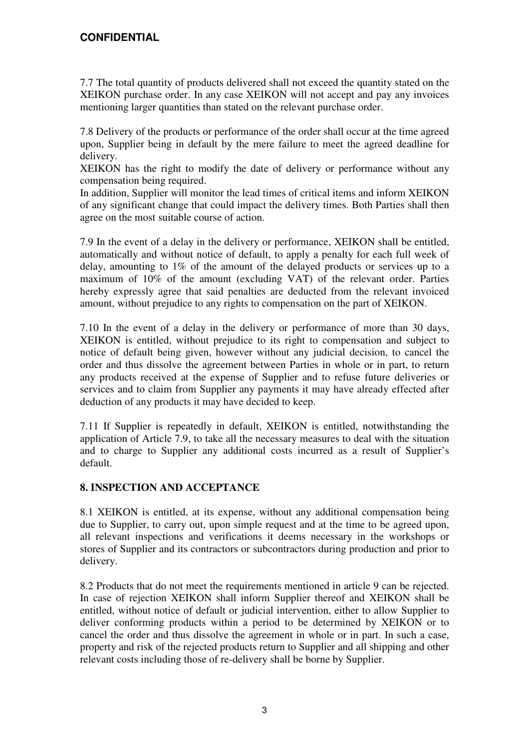7.7 The total quantity of products delivered shall not exceed the quantity stated on the XEIKON purchase order. In any case XEIKON will not accept and pay any invoices mentioning larger quantities than stated on the relevant purchase order.

7.8 Delivery of the products or performance of the order shall occur at the time agreed upon, Supplier being in default by the mere failure to meet the agreed deadline for delivery.
XEIKON has the right to modify the date of delivery or performance without any compensation being required.
In addition, Supplier will monitor the lead times of critical items and inform XEIKON of any significant change that could impact the delivery times. Both Parties shall then agree on the most suitable course of action.

7.9 In the event of a delay in the delivery or performance, XEIKON shall be entitled, automatically and without notice of default, to apply a penalty for each full week of delay, amounting to 1% of the amount of the delayed products or services up to a maximum of 10% of the amount (excluding VAT) of the relevant order. Parties hereby expressly agree that said penalties are deducted from the relevant invoiced amount, without prejudice to any rights to compensation on the part of XEIKON.

7.10 In the event of a delay in the delivery or performance of more than 30 days, XEIKON is entitled, without prejudice to its right to compensation and subject to notice of default being given, however without any judicial decision, to cancel the order and thus dissolve the agreement between Parties in whole or in part, to return any products received at the expense of Supplier and to refuse future deliveries or services and to claim from Supplier any payments it may have already effected after deduction of any products it may have decided to keep.

7.11 If Supplier is repeatedly in default, XEIKON is entitled, notwithstanding the application of Article 7.9, to take all the necessary measures to deal with the situation and to charge to Supplier any additional costs incurred as a result of Supplier's default.

## 8. INSPECTION AND ACCEPTANCE

8.1 XEIKON is entitled, at its expense, without any additional compensation being due to Supplier, to carry out, upon simple request and at the time to be agreed upon, all relevant inspections and verifications it deems necessary in the workshops or stores of Supplier and its contractors or subcontractors during production and prior to delivery.

8.2 Products that do not meet the requirements mentioned in article 9 can be rejected. In case of rejection XEIKON shall inform Supplier thereof and XEIKON shall be entitled, without notice of default or judicial intervention, either to allow Supplier to deliver conforming products within a period to be determined by XEIKON or to cancel the order and thus dissolve the agreement in whole or in part. In such a case, property and risk of the rejected products return to Supplier and all shipping and other relevant costs including those of re-delivery shall be borne by Supplier.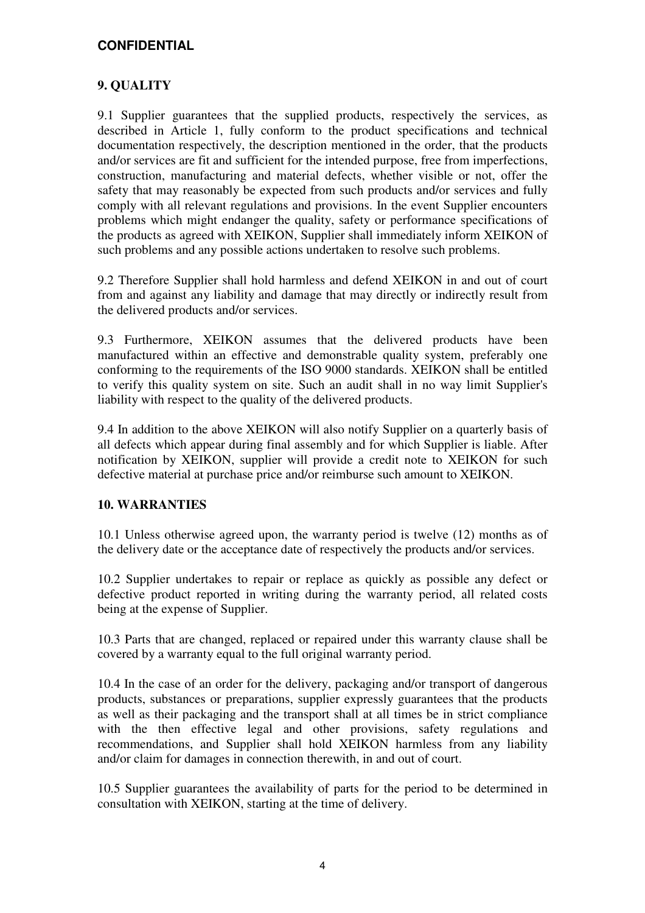**CONFIDENTIAL**

## 9. QUALITY

9.1 Supplier guarantees that the supplied products, respectively the services, as described in Article 1, fully conform to the product specifications and technical documentation respectively, the description mentioned in the order, that the products and/or services are fit and sufficient for the intended purpose, free from imperfections, construction, manufacturing and material defects, whether visible or not, offer the safety that may reasonably be expected from such products and/or services and fully comply with all relevant regulations and provisions. In the event Supplier encounters problems which might endanger the quality, safety or performance specifications of the products as agreed with XEIKON, Supplier shall immediately inform XEIKON of such problems and any possible actions undertaken to resolve such problems.

9.2 Therefore Supplier shall hold harmless and defend XEIKON in and out of court from and against any liability and damage that may directly or indirectly result from the delivered products and/or services.

9.3 Furthermore, XEIKON assumes that the delivered products have been manufactured within an effective and demonstrable quality system, preferably one conforming to the requirements of the ISO 9000 standards. XEIKON shall be entitled to verify this quality system on site. Such an audit shall in no way limit Supplier's liability with respect to the quality of the delivered products.

9.4 In addition to the above XEIKON will also notify Supplier on a quarterly basis of all defects which appear during final assembly and for which Supplier is liable. After notification by XEIKON, supplier will provide a credit note to XEIKON for such defective material at purchase price and/or reimburse such amount to XEIKON.

## 10. WARRANTIES

10.1 Unless otherwise agreed upon, the warranty period is twelve (12) months as of the delivery date or the acceptance date of respectively the products and/or services.

10.2 Supplier undertakes to repair or replace as quickly as possible any defect or defective product reported in writing during the warranty period, all related costs being at the expense of Supplier.

10.3 Parts that are changed, replaced or repaired under this warranty clause shall be covered by a warranty equal to the full original warranty period.

10.4 In the case of an order for the delivery, packaging and/or transport of dangerous products, substances or preparations, supplier expressly guarantees that the products as well as their packaging and the transport shall at all times be in strict compliance with the then effective legal and other provisions, safety regulations and recommendations, and Supplier shall hold XEIKON harmless from any liability and/or claim for damages in connection therewith, in and out of court.

10.5 Supplier guarantees the availability of parts for the period to be determined in consultation with XEIKON, starting at the time of delivery.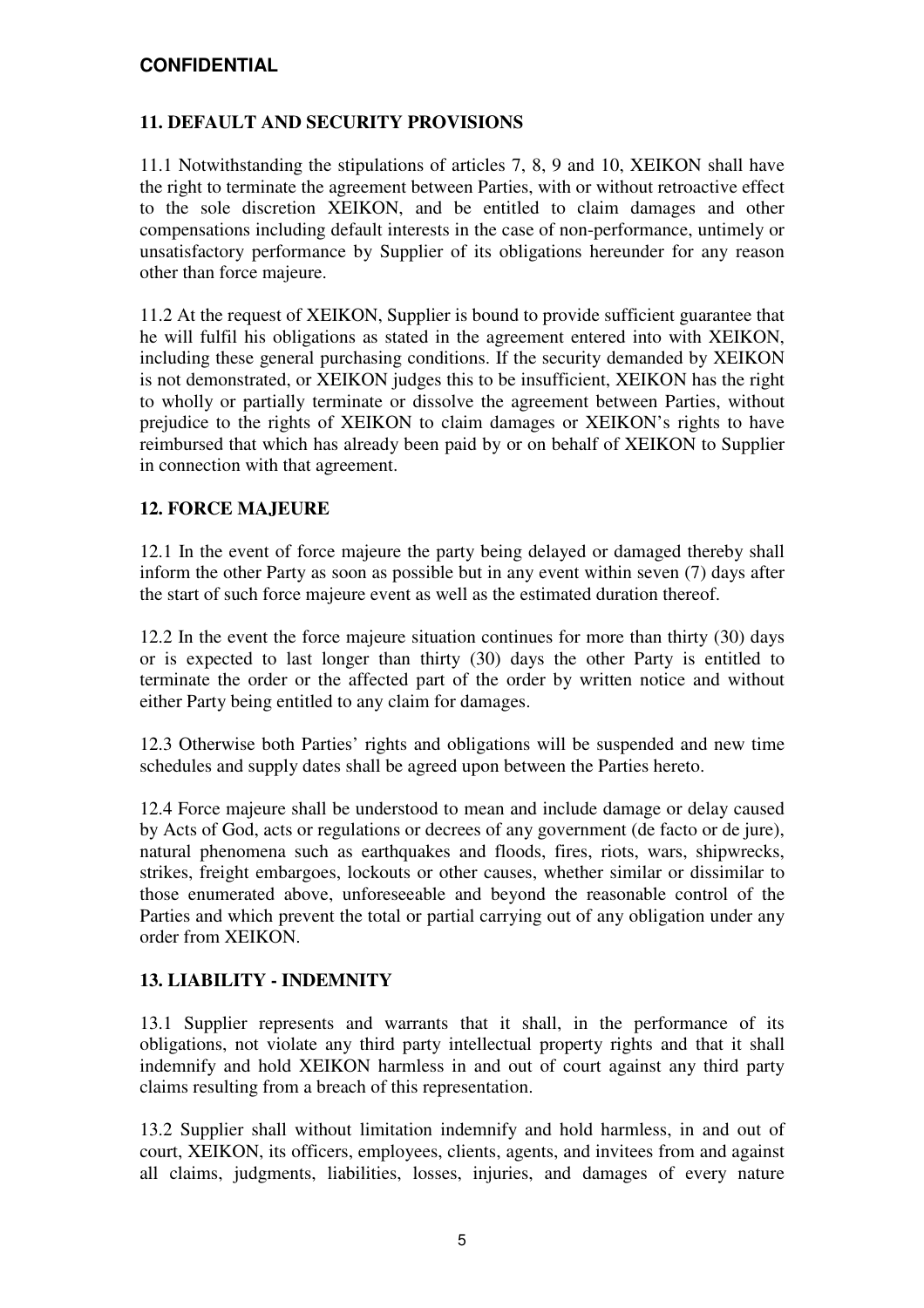**CONFIDENTIAL**

## 11. DEFAULT AND SECURITY PROVISIONS

11.1 Notwithstanding the stipulations of articles 7, 8, 9 and 10, XEIKON shall have the right to terminate the agreement between Parties, with or without retroactive effect to the sole discretion XEIKON, and be entitled to claim damages and other compensations including default interests in the case of non-performance, untimely or unsatisfactory performance by Supplier of its obligations hereunder for any reason other than force majeure.

11.2 At the request of XEIKON, Supplier is bound to provide sufficient guarantee that he will fulfil his obligations as stated in the agreement entered into with XEIKON, including these general purchasing conditions. If the security demanded by XEIKON is not demonstrated, or XEIKON judges this to be insufficient, XEIKON has the right to wholly or partially terminate or dissolve the agreement between Parties, without prejudice to the rights of XEIKON to claim damages or XEIKON's rights to have reimbursed that which has already been paid by or on behalf of XEIKON to Supplier in connection with that agreement.

## 12. FORCE MAJEURE

12.1 In the event of force majeure the party being delayed or damaged thereby shall inform the other Party as soon as possible but in any event within seven (7) days after the start of such force majeure event as well as the estimated duration thereof.

12.2 In the event the force majeure situation continues for more than thirty (30) days or is expected to last longer than thirty (30) days the other Party is entitled to terminate the order or the affected part of the order by written notice and without either Party being entitled to any claim for damages.

12.3 Otherwise both Parties' rights and obligations will be suspended and new time schedules and supply dates shall be agreed upon between the Parties hereto.

12.4 Force majeure shall be understood to mean and include damage or delay caused by Acts of God, acts or regulations or decrees of any government (de facto or de jure), natural phenomena such as earthquakes and floods, fires, riots, wars, shipwrecks, strikes, freight embargoes, lockouts or other causes, whether similar or dissimilar to those enumerated above, unforeseeable and beyond the reasonable control of the Parties and which prevent the total or partial carrying out of any obligation under any order from XEIKON.

## 13. LIABILITY - INDEMNITY

13.1 Supplier represents and warrants that it shall, in the performance of its obligations, not violate any third party intellectual property rights and that it shall indemnify and hold XEIKON harmless in and out of court against any third party claims resulting from a breach of this representation.

13.2 Supplier shall without limitation indemnify and hold harmless, in and out of court, XEIKON, its officers, employees, clients, agents, and invitees from and against all claims, judgments, liabilities, losses, injuries, and damages of every nature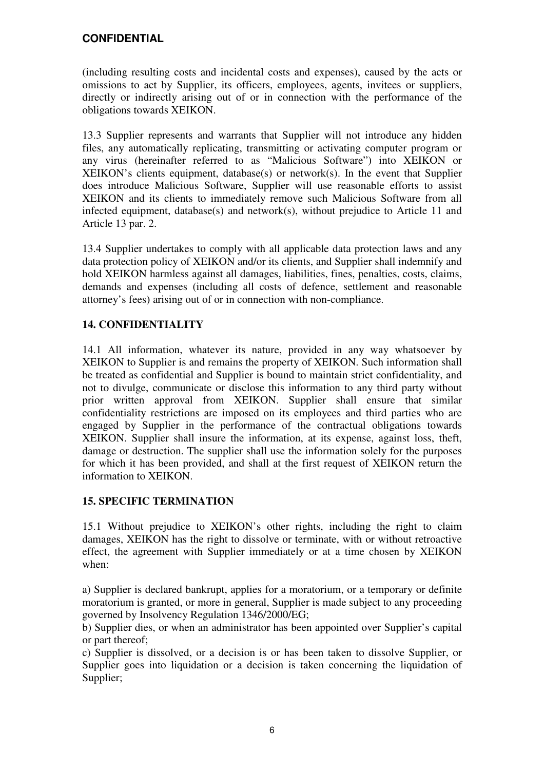(including resulting costs and incidental costs and expenses), caused by the acts or omissions to act by Supplier, its officers, employees, agents, invitees or suppliers, directly or indirectly arising out of or in connection with the performance of the obligations towards XEIKON.

13.3 Supplier represents and warrants that Supplier will not introduce any hidden files, any automatically replicating, transmitting or activating computer program or any virus (hereinafter referred to as "Malicious Software") into XEIKON or XEIKON's clients equipment, database(s) or network(s). In the event that Supplier does introduce Malicious Software, Supplier will use reasonable efforts to assist XEIKON and its clients to immediately remove such Malicious Software from all infected equipment, database(s) and network(s), without prejudice to Article 11 and Article 13 par. 2.

13.4 Supplier undertakes to comply with all applicable data protection laws and any data protection policy of XEIKON and/or its clients, and Supplier shall indemnify and hold XEIKON harmless against all damages, liabilities, fines, penalties, costs, claims, demands and expenses (including all costs of defence, settlement and reasonable attorney's fees) arising out of or in connection with non-compliance.

## 14. CONFIDENTIALITY

14.1 All information, whatever its nature, provided in any way whatsoever by XEIKON to Supplier is and remains the property of XEIKON. Such information shall be treated as confidential and Supplier is bound to maintain strict confidentiality, and not to divulge, communicate or disclose this information to any third party without prior written approval from XEIKON. Supplier shall ensure that similar confidentiality restrictions are imposed on its employees and third parties who are engaged by Supplier in the performance of the contractual obligations towards XEIKON. Supplier shall insure the information, at its expense, against loss, theft, damage or destruction. The supplier shall use the information solely for the purposes for which it has been provided, and shall at the first request of XEIKON return the information to XEIKON.

## 15. SPECIFIC TERMINATION

15.1 Without prejudice to XEIKON's other rights, including the right to claim damages, XEIKON has the right to dissolve or terminate, with or without retroactive effect, the agreement with Supplier immediately or at a time chosen by XEIKON when:

a) Supplier is declared bankrupt, applies for a moratorium, or a temporary or definite moratorium is granted, or more in general, Supplier is made subject to any proceeding governed by Insolvency Regulation 1346/2000/EG;
b) Supplier dies, or when an administrator has been appointed over Supplier's capital or part thereof;
c) Supplier is dissolved, or a decision is or has been taken to dissolve Supplier, or Supplier goes into liquidation or a decision is taken concerning the liquidation of Supplier;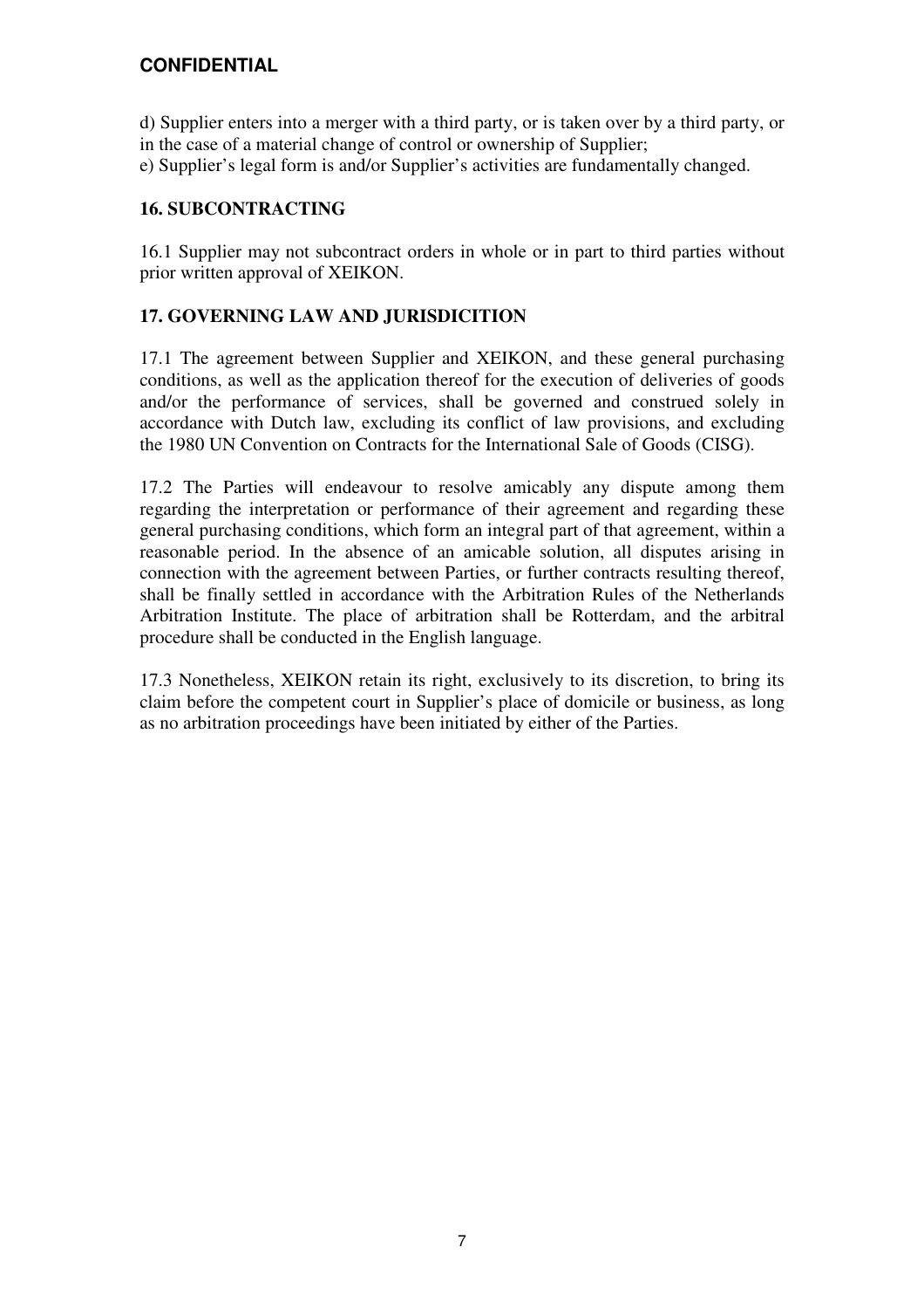d) Supplier enters into a merger with a third party, or is taken over by a third party, or in the case of a material change of control or ownership of Supplier;
e) Supplier's legal form is and/or Supplier's activities are fundamentally changed.

## 16. SUBCONTRACTING

16.1 Supplier may not subcontract orders in whole or in part to third parties without prior written approval of XEIKON.

## 17. GOVERNING LAW AND JURISDICITION

17.1 The agreement between Supplier and XEIKON, and these general purchasing conditions, as well as the application thereof for the execution of deliveries of goods and/or the performance of services, shall be governed and construed solely in accordance with Dutch law, excluding its conflict of law provisions, and excluding the 1980 UN Convention on Contracts for the International Sale of Goods (CISG).

17.2 The Parties will endeavour to resolve amicably any dispute among them regarding the interpretation or performance of their agreement and regarding these general purchasing conditions, which form an integral part of that agreement, within a reasonable period. In the absence of an amicable solution, all disputes arising in connection with the agreement between Parties, or further contracts resulting thereof, shall be finally settled in accordance with the Arbitration Rules of the Netherlands Arbitration Institute. The place of arbitration shall be Rotterdam, and the arbitral procedure shall be conducted in the English language.

17.3 Nonetheless, XEIKON retain its right, exclusively to its discretion, to bring its claim before the competent court in Supplier's place of domicile or business, as long as no arbitration proceedings have been initiated by either of the Parties.